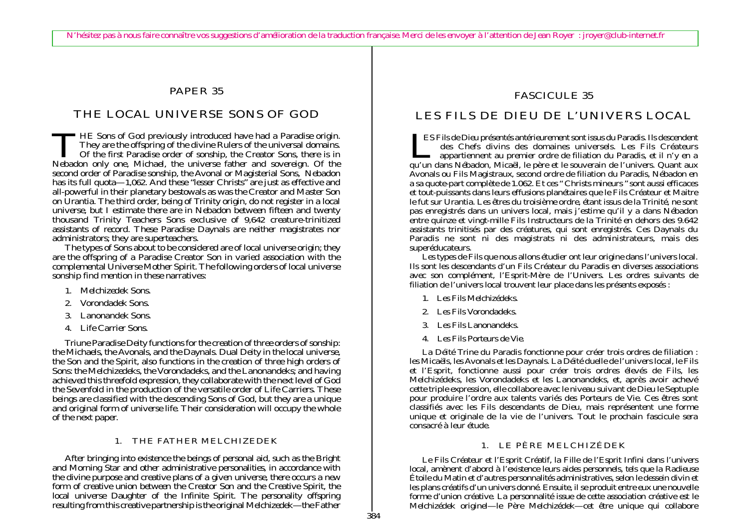N'hésitez pas à nous faire connaître vos suggestions d'amélioration de la traduction française. Merci de les envoyer à l'attention de Jean Royer : jroyer@club-internet.fr

# PAPER 35

## THE LOCAL UNIVERSE SONS OF GOD

THE Sons of God previously introduced have had a Paradise origin. They are the offspring of the divine Rulers of the universal domains. Of the first Paradise order of sonship, the Creator Sons, there is in Nebadon only one, Michael, the universe father and sovereign. Of the second order of Paradise sonship, the Avonal or Magisterial Sons, Nebadon has its full quota—1,062. And these "lesser Christs" are just as effective and all-powerful in their planetary bestowals as was the Creator and Master Son on Urantia. The third order, being of Trinity origin, do not register in a local universe, but I estimate there are in Nebadon between fifteen and twenty thousand Trinity Teachers Sons exclusive of 9,642 creature-trinitized assistants of record. These Paradise Daynals are neither magistrates nor administrators; they are superteachers.

The types of Sons about to be considered are of local universe origin; they are the offspring of a Paradise Creator Son in varied association with the complemental Universe Mother Spirit. The following orders of local universe sonship find mention in these narratives:

1. Melchizedek Sons.
2. Vorondadek Sons.
3. Lanonandek Sons.
4. Life Carrier Sons.

Triune Paradise Deity functions for the creation of three orders of sonship: the Michaels, the Avonals, and the Daynals. Dual Deity in the local universe, the Son and the Spirit, also functions in the creation of three high orders of Sons: the Melchizedeks, the Vorondadeks, and the Lanonandeks; and having achieved this threefold expression, they collaborate with the next level of God the Sevenfold in the production of the versatile order of Life Carriers. These beings are classified with the descending Sons of God, but they are a unique and original form of universe life. Their consideration will occupy the whole of the next paper.

### 1. THE FATHER MELCHIZEDEK

After bringing into existence the beings of personal aid, such as the Bright and Morning Star and other administrative personalities, in accordance with the divine purpose and creative plans of a given universe, there occurs a new form of creative union between the Creator Son and the Creative Spirit, the local universe Daughter of the Infinite Spirit. The personality offspring resulting from this creative partnership is the original Melchizedek—the Father

# FASCICULE 35

## LES FILS DE DIEU DE L'UNIVERS LOCAL

LES Fils de Dieu présentés antérieurement sont issus du Paradis. Ils descendent des Chefs divins des domaines universels. Les Fils Créateurs appartiennent au premier ordre de filiation du Paradis, et il n'y en a qu'un dans Nébadon, Micaël, le père et le souverain de l'univers. Quant aux Avonals ou Fils Magistraux, second ordre de filiation du Paradis, Nébadon en a sa quote-part complète de 1.062. Et ces "Christs mineurs" sont aussi efficaces et tout-puissants dans leurs effusions planétaires que le Fils Créateur et Maitre le fut sur Urantia. Les êtres du troisième ordre, étant issus de la Trinité, ne sont pas enregistrés dans un univers local, mais j'estime qu'il y a dans Nébadon entre quinze et vingt-mille Fils Instructeurs de la Trinité en dehors des 9.642 assistants trinitisés par des créatures, qui sont enregistrés. Ces Daynals du Paradis ne sont ni des magistrats ni des administrateurs, mais des superéducateurs.

Les types de Fils que nous allons étudier ont leur origine dans l'univers local. Ils sont les descendants d'un Fils Créateur du Paradis en diverses associations avec son complément, l'Esprit-Mère de l'Univers. Les ordres suivants de filiation de l'univers local trouvent leur place dans les présents exposés :

1. Les Fils Melchizédeks.
2. Les Fils Vorondadeks.
3. Les Fils Lanonandeks.
4. Les Fils Porteurs de Vie.

La Déité Trine du Paradis fonctionne pour créer trois ordres de filiation : les Micaëls, les Avonals et les Daynals. La Déité duelle de l'univers local, le Fils et l'Esprit, fonctionne aussi pour créer trois ordres élevés de Fils, les Melchizédeks, les Vorondadeks et les Lanonandeks, et, après avoir achevé cette triple expression, elle collabore avec le niveau suivant de Dieu le Septuple pour produire l'ordre aux talents variés des Porteurs de Vie. Ces êtres sont classifiés avec les Fils descendants de Dieu, mais représentent une forme unique et originale de la vie de l'univers. Tout le prochain fascicule sera consacré à leur étude.

### 1. LE PÈRE MELCHIZÉDEK

Le Fils Créateur et l'Esprit Créatif, la Fille de l'Esprit Infini dans l'univers local, amènent d'abord à l'existence leurs aides personnels, tels que la Radieuse Étoile du Matin et d'autres personnalités administratives, selon le dessein divin et les plans créatifs d'un univers donné. Ensuite, il se produit entre eux une nouvelle forme d'union créative. La personnalité issue de cette association créative est le Melchizédek originel—le Père Melchizédek—cet être unique qui collabore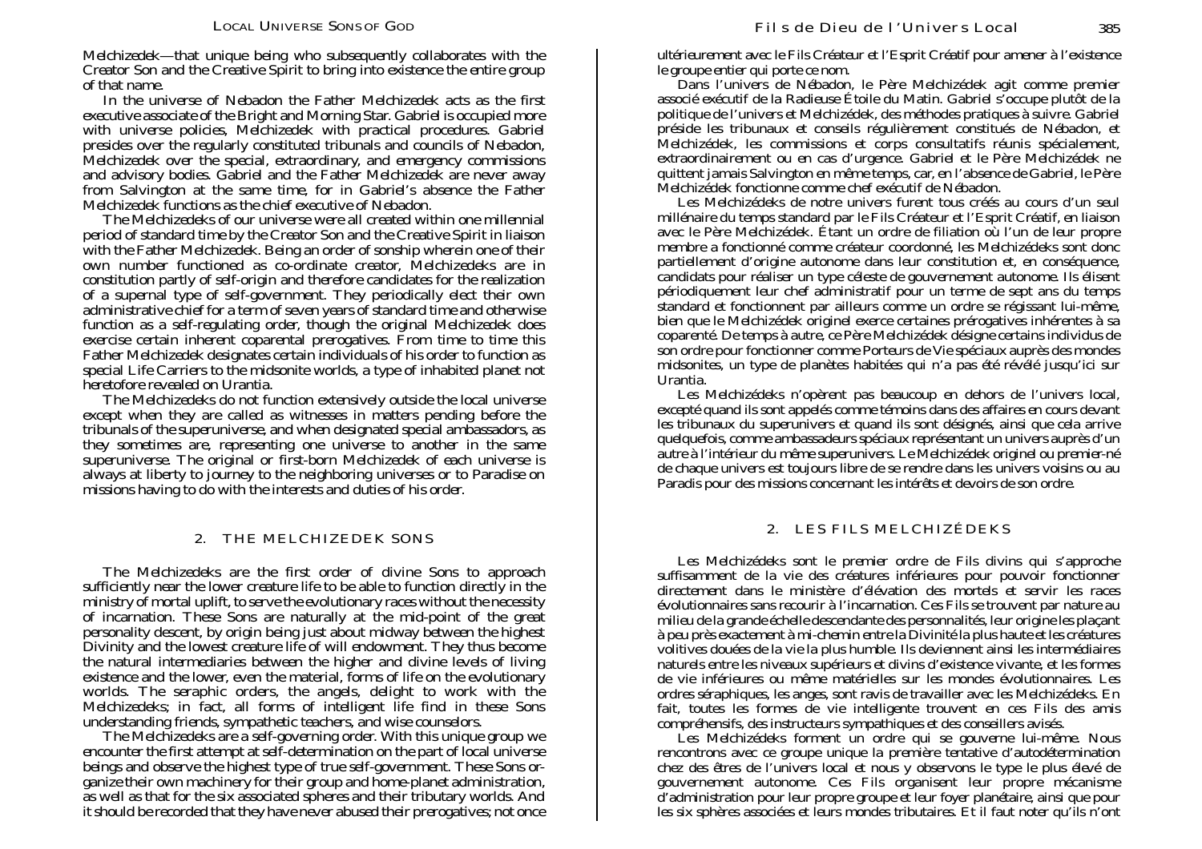Melchizedek—that unique being who subsequently collaborates with the Creator Son and the Creative Spirit to bring into existence the entire group of that name.

In the universe of Nebadon the Father Melchizedek acts as the first executive associate of the Bright and Morning Star. Gabriel is occupied more with universe policies, Melchizedek with practical procedures. Gabriel presides over the regularly constituted tribunals and councils of Nebadon, Melchizedek over the special, extraordinary, and emergency commissions and advisory bodies. Gabriel and the Father Melchizedek are never away from Salvington at the same time, for in Gabriel's absence the Father Melchizedek functions as the chief executive of Nebadon.

The Melchizedeks of our universe were all created within one millennial period of standard time by the Creator Son and the Creative Spirit in liaison with the Father Melchizedek. Being an order of sonship wherein one of their own number functioned as co-ordinate creator, Melchizedeks are in constitution partly of self-origin and therefore candidates for the realization of a supernal type of self-government. They periodically elect their own administrative chief for a term of seven years of standard time and otherwise function as a self-regulating order, though the original Melchizedek does exercise certain inherent coparental prerogatives. From time to time this Father Melchizedek designates certain individuals of his order to function as special Life Carriers to the midsonite worlds, a type of inhabited planet not heretofore revealed on Urantia.

The Melchizedeks do not function extensively outside the local universe except when they are called as witnesses in matters pending before the tribunals of the superuniverse, and when designated special ambassadors, as they sometimes are, representing one universe to another in the same superuniverse. The original or first-born Melchizedek of each universe is always at liberty to journey to the neighboring universes or to Paradise on missions having to do with the interests and duties of his order.

## 2. THE MELCHIZEDEK SONS

The Melchizedeks are the first order of divine Sons to approach sufficiently near the lower creature life to be able to function directly in the ministry of mortal uplift, to serve the evolutionary races without the necessity of incarnation. These Sons are naturally at the mid-point of the great personality descent, by origin being just about midway between the highest Divinity and the lowest creature life of will endowment. They thus become the natural intermediaries between the higher and divine levels of living existence and the lower, even the material, forms of life on the evolutionary worlds. The seraphic orders, the angels, delight to work with the Melchizedeks; in fact, all forms of intelligent life find in these Sons understanding friends, sympathetic teachers, and wise counselors.

The Melchizedeks are a self-governing order. With this unique group we encounter the first attempt at self-determination on the part of local universe beings and observe the highest type of true self-government. These Sons organize their own machinery for their group and home-planet administration, as well as that for the six associated spheres and their tributary worlds. And it should be recorded that they have never abused their prerogatives; not once

ultérieurement avec le Fils Créateur et l'Esprit Créatif pour amener à l'existence le groupe entier qui porte ce nom.

Dans l'univers de Nébadon, le Père Melchizédek agit comme premier associé exécutif de la Radieuse Étoile du Matin. Gabriel s'occupe plutôt de la politique de l'univers et Melchizédek, des méthodes pratiques à suivre. Gabriel préside les tribunaux et conseils régulièrement constitués de Nébadon, et Melchizédek, les commissions et corps consultatifs réunis spécialement, extraordinairement ou en cas d'urgence. Gabriel et le Père Melchizédek ne quittent jamais Salvington en même temps, car, en l'absence de Gabriel, le Père Melchizédek fonctionne comme chef exécutif de Nébadon.

Les Melchizédeks de notre univers furent tous créés au cours d'un seul millénaire du temps standard par le Fils Créateur et l'Esprit Créatif, en liaison avec le Père Melchizédek. Étant un ordre de filiation où l'un de leur propre membre a fonctionné comme créateur coordonné, les Melchizédeks sont donc partiellement d'origine autonome dans leur constitution et, en conséquence, candidats pour réaliser un type céleste de gouvernement autonome. Ils élisent périodiquement leur chef administratif pour un terme de sept ans du temps standard et fonctionnent par ailleurs comme un ordre se régissant lui-même, bien que le Melchizédek originel exerce certaines prérogatives inhérentes à sa coparenté. De temps à autre, ce Père Melchizédek désigne certains individus de son ordre pour fonctionner comme Porteurs de Vie spéciaux auprès des mondes midsonites, un type de planètes habitées qui n'a pas été révélé jusqu'ici sur Urantia.

Les Melchizédeks n'opèrent pas beaucoup en dehors de l'univers local, excepté quand ils sont appelés comme témoins dans des affaires en cours devant les tribunaux du superunivers et quand ils sont désignés, ainsi que cela arrive quelquefois, comme ambassadeurs spéciaux représentant un univers auprès d'un autre à l'intérieur du même superunivers. Le Melchizédek originel ou premier-né de chaque univers est toujours libre de se rendre dans les univers voisins ou au Paradis pour des missions concernant les intérêts et devoirs de son ordre.

## 2. LES FILS MELCHIZÉDEKS

Les Melchizédeks sont le premier ordre de Fils divins qui s'approche suffisamment de la vie des créatures inférieures pour pouvoir fonctionner directement dans le ministère d'élévation des mortels et servir les races évolutionnaires sans recourir à l'incarnation. Ces Fils se trouvent par nature au milieu de la grande échelle descendante des personnalités, leur origine les plaçant à peu près exactement à mi-chemin entre la Divinité la plus haute et les créatures volitives douées de la vie la plus humble. Ils deviennent ainsi les intermédiaires naturels entre les niveaux supérieurs et divins d'existence vivante, et les formes de vie inférieures ou même matérielles sur les mondes évolutionnaires. Les ordres séraphiques, les anges, sont ravis de travailler avec les Melchizédeks. En fait, toutes les formes de vie intelligente trouvent en ces Fils des amis compréhensifs, des instructeurs sympathiques et des conseillers avisés.

Les Melchizédeks forment un ordre qui se gouverne lui-même. Nous rencontrons avec ce groupe unique la première tentative d'autodétermination chez des êtres de l'univers local et nous y observons le type le plus élevé de gouvernement autonome. Ces Fils organisent leur propre mécanisme d'administration pour leur propre groupe et leur foyer planétaire, ainsi que pour les six sphères associées et leurs mondes tributaires. Et il faut noter qu'ils n'ont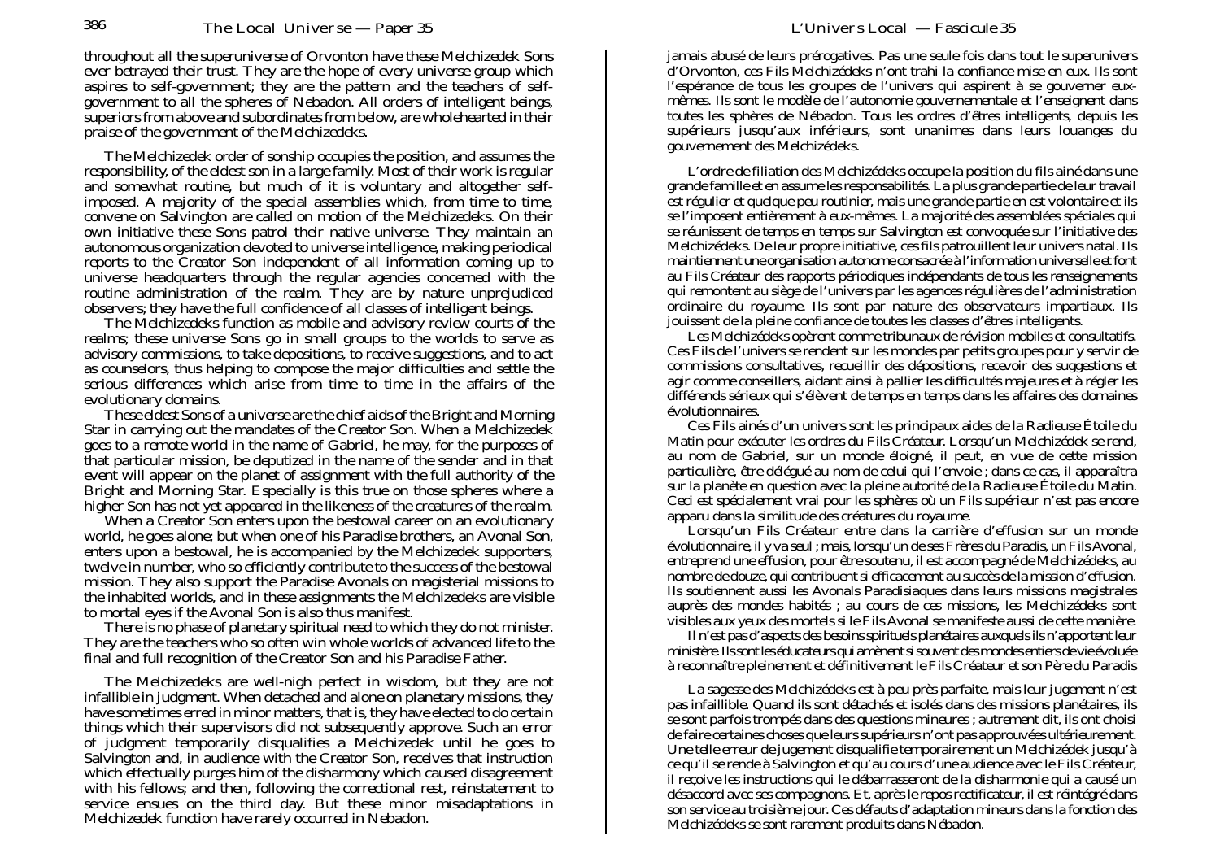throughout all the superuniverse of Orvonton have these Melchizedek Sons ever betrayed their trust. They are the hope of every universe group which aspires to self-government; they are the pattern and the teachers of self-government to all the spheres of Nebadon. All orders of intelligent beings, superiors from above and subordinates from below, are wholehearted in their praise of the government of the Melchizedeks.

The Melchizedek order of sonship occupies the position, and assumes the responsibility, of the eldest son in a large family. Most of their work is regular and somewhat routine, but much of it is voluntary and altogether self-imposed. A majority of the special assemblies which, from time to time, convene on Salvington are called on motion of the Melchizedeks. On their own initiative these Sons patrol their native universe. They maintain an autonomous organization devoted to universe intelligence, making periodical reports to the Creator Son independent of all information coming up to universe headquarters through the regular agencies concerned with the routine administration of the realm. They are by nature unprejudiced observers; they have the full confidence of all classes of intelligent beings.

The Melchizedeks function as mobile and advisory review courts of the realms; these universe Sons go in small groups to the worlds to serve as advisory commissions, to take depositions, to receive suggestions, and to act as counselors, thus helping to compose the major difficulties and settle the serious differences which arise from time to time in the affairs of the evolutionary domains.

These eldest Sons of a universe are the chief aids of the Bright and Morning Star in carrying out the mandates of the Creator Son. When a Melchizedek goes to a remote world in the name of Gabriel, he may, for the purposes of that particular mission, be deputized in the name of the sender and in that event will appear on the planet of assignment with the full authority of the Bright and Morning Star. Especially is this true on those spheres where a higher Son has not yet appeared in the likeness of the creatures of the realm.

When a Creator Son enters upon the bestowal career on an evolutionary world, he goes alone; but when one of his Paradise brothers, an Avonal Son, enters upon a bestowal, he is accompanied by the Melchizedek supporters, twelve in number, who so efficiently contribute to the success of the bestowal mission. They also support the Paradise Avonals on magisterial missions to the inhabited worlds, and in these assignments the Melchizedeks are visible to mortal eyes if the Avonal Son is also thus manifest.

There is no phase of planetary spiritual need to which they do not minister. They are the teachers who so often win whole worlds of advanced life to the final and full recognition of the Creator Son and his Paradise Father.

The Melchizedeks are well-nigh perfect in wisdom, but they are not infallible in judgment. When detached and alone on planetary missions, they have sometimes erred in minor matters, that is, they have elected to do certain things which their supervisors did not subsequently approve. Such an error of judgment temporarily disqualifies a Melchizedek until he goes to Salvington and, in audience with the Creator Son, receives that instruction which effectually purges him of the disharmony which caused disagreement with his fellows; and then, following the correctional rest, reinstatement to service ensues on the third day. But these minor misadaptations in Melchizedek function have rarely occurred in Nebadon.

jamais abusé de leurs prérogatives. Pas une seule fois dans tout le superunivers d'Orvonton, ces Fils Melchizédeks n'ont trahi la confiance mise en eux. Ils sont l'espérance de tous les groupes de l'univers qui aspirent à se gouverner eux-mêmes. Ils sont le modèle de l'autonomie gouvernementale et l'enseignent dans toutes les sphères de Nébadon. Tous les ordres d'êtres intelligents, depuis les supérieurs jusqu'aux inférieurs, sont unanimes dans leurs louanges du gouvernement des Melchizédeks.

L'ordre de filiation des Melchizédeks occupe la position du fils ainé dans une grande famille et en assume les responsabilités. La plus grande partie de leur travail est régulier et quelque peu routinier, mais une grande partie en est volontaire et ils se l'imposent entièrement à eux-mêmes. La majorité des assemblées spéciales qui se réunissent de temps en temps sur Salvington est convoquée sur l'initiative des Melchizédeks. De leur propre initiative, ces fils patrouillent leur univers natal. Ils maintiennent une organisation autonome consacrée à l'information universelle et font au Fils Créateur des rapports périodiques indépendants de tous les renseignements qui remontent au siège de l'univers par les agences régulières de l'administration ordinaire du royaume. Ils sont par nature des observateurs impartiaux. Ils jouissent de la pleine confiance de toutes les classes d'êtres intelligents.

Les Melchizédeks opèrent comme tribunaux de révision mobiles et consultatifs. Ces Fils de l'univers se rendent sur les mondes par petits groupes pour y servir de commissions consultatives, recueillir des dépositions, recevoir des suggestions et agir comme conseillers, aidant ainsi à pallier les difficultés majeures et à régler les différends sérieux qui s'élèvent de temps en temps dans les affaires des domaines évolutionnaires.

Ces Fils ainés d'un univers sont les principaux aides de la Radieuse Étoile du Matin pour exécuter les ordres du Fils Créateur. Lorsqu'un Melchizédek se rend, au nom de Gabriel, sur un monde éloigné, il peut, en vue de cette mission particulière, être délégué au nom de celui qui l'envoie ; dans ce cas, il apparaîtra sur la planète en question avec la pleine autorité de la Radieuse Étoile du Matin. Ceci est spécialement vrai pour les sphères où un Fils supérieur n'est pas encore apparu dans la similitude des créatures du royaume.

Lorsqu'un Fils Créateur entre dans la carrière d'effusion sur un monde évolutionnaire, il y va seul ; mais, lorsqu'un de ses Frères du Paradis, un Fils Avonal, entreprend une effusion, pour être soutenu, il est accompagné de Melchizédeks, au nombre de douze, qui contribuent si efficacement au succès de la mission d'effusion. Ils soutiennent aussi les Avonals Paradisiaques dans leurs missions magistrales auprès des mondes habités ; au cours de ces missions, les Melchizédeks sont visibles aux yeux des mortels si le Fils Avonal se manifeste aussi de cette manière.

Il n'est pas d'aspects des besoins spirituels planétaires auxquels ils n'apportent leur ministère. Ils sont les éducateurs qui amènent si souvent des mondes entiers de vie évoluée à reconnaître pleinement et définitivement le Fils Créateur et son Père du Paradis

La sagesse des Melchizédeks est à peu près parfaite, mais leur jugement n'est pas infaillible. Quand ils sont détachés et isolés dans des missions planétaires, ils se sont parfois trompés dans des questions mineures ; autrement dit, ils ont choisi de faire certaines choses que leurs supérieurs n'ont pas approuvées ultérieurement. Une telle erreur de jugement disqualifie temporairement un Melchizédek jusqu'à ce qu'il se rende à Salvington et qu'au cours d'une audience avec le Fils Créateur, il reçoive les instructions qui le débarrasseront de la disharmonie qui a causé un désaccord avec ses compagnons. Et, après le repos rectificateur, il est réintégré dans son service au troisième jour. Ces défauts d'adaptation mineurs dans la fonction des Melchizédeks se sont rarement produits dans Nébadon.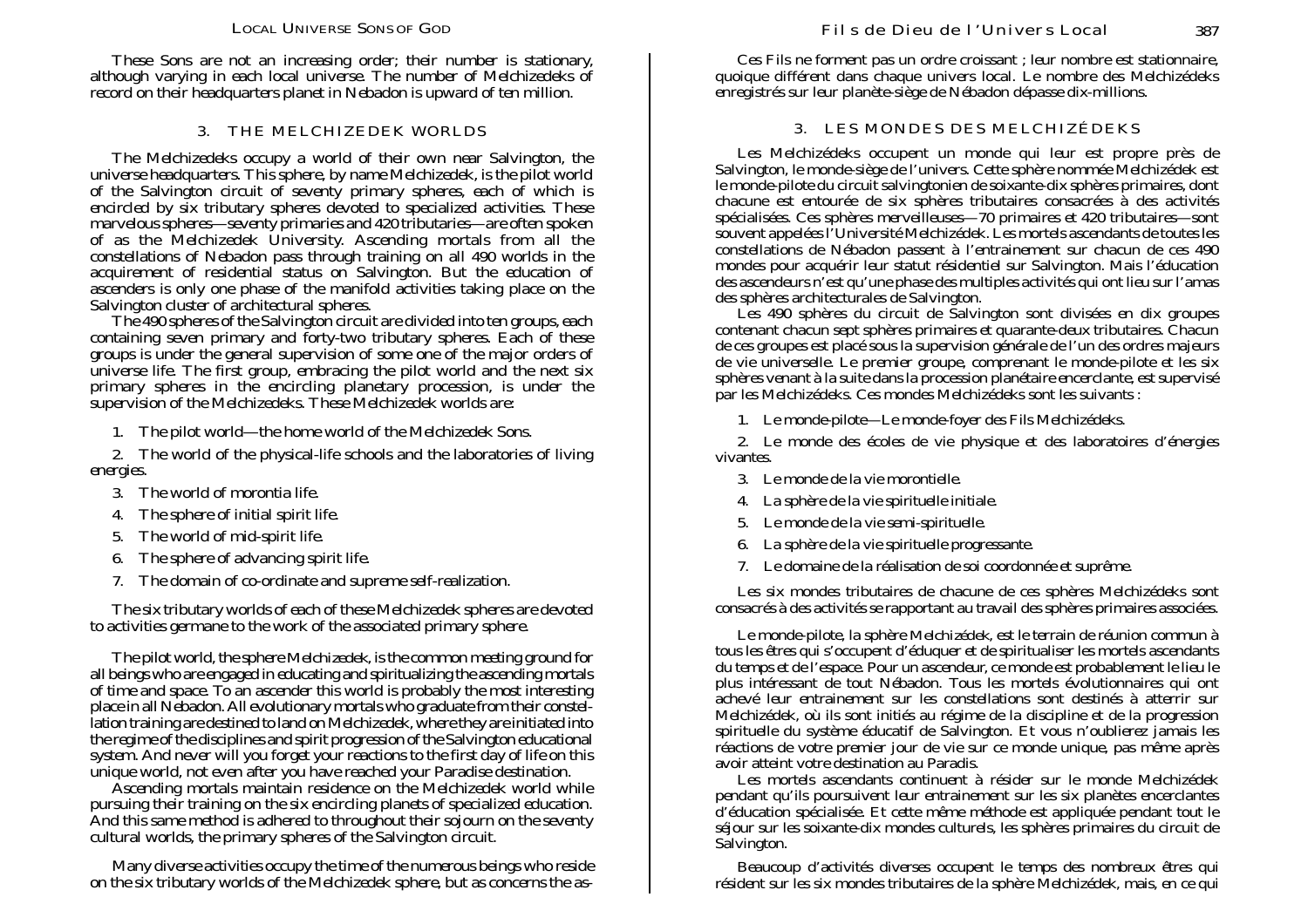These Sons are not an increasing order; their number is stationary, although varying in each local universe. The number of Melchizedeks of record on their headquarters planet in Nebadon is upward of ten million.

### 3. THE MELCHIZEDEK WORLDS

The Melchizedeks occupy a world of their own near Salvington, the universe headquarters. This sphere, by name Melchizedek, is the pilot world of the Salvington circuit of seventy primary spheres, each of which is encircled by six tributary spheres devoted to specialized activities. These marvelous spheres—seventy primaries and 420 tributaries—are often spoken of as the Melchizedek University. Ascending mortals from all the constellations of Nebadon pass through training on all 490 worlds in the acquirement of residential status on Salvington. But the education of ascenders is only one phase of the manifold activities taking place on the Salvington cluster of architectural spheres.

The 490 spheres of the Salvington circuit are divided into ten groups, each containing seven primary and forty-two tributary spheres. Each of these groups is under the general supervision of some one of the major orders of universe life. The first group, embracing the pilot world and the next six primary spheres in the encircling planetary procession, is under the supervision of the Melchizedeks. These Melchizedek worlds are:

1. The pilot world—the home world of the Melchizedek Sons.
2. The world of the physical-life schools and the laboratories of living energies.
3. The world of morontia life.
4. The sphere of initial spirit life.
5. The world of mid-spirit life.
6. The sphere of advancing spirit life.
7. The domain of co-ordinate and supreme self-realization.

The six tributary worlds of each of these Melchizedek spheres are devoted to activities germane to the work of the associated primary sphere.

The pilot world, the sphere Melchizedek, is the common meeting ground for all beings who are engaged in educating and spiritualizing the ascending mortals of time and space. To an ascender this world is probably the most interesting place in all Nebadon. All evolutionary mortals who graduate from their constellation training are destined to land on Melchizedek, where they are initiated into the regime of the disciplines and spirit progression of the Salvington educational system. And never will you forget your reactions to the first day of life on this unique world, not even after you have reached your Paradise destination.

Ascending mortals maintain residence on the Melchizedek world while pursuing their training on the six encircling planets of specialized education. And this same method is adhered to throughout their sojourn on the seventy cultural worlds, the primary spheres of the Salvington circuit.

Many diverse activities occupy the time of the numerous beings who reside on the six tributary worlds of the Melchizedek sphere, but as concerns the as-

Ces Fils ne forment pas un ordre croissant ; leur nombre est stationnaire, quoique différent dans chaque univers local. Le nombre des Melchizédeks enregistrés sur leur planète-siège de Nébadon dépasse dix-millions.

### 3. LES MONDES DES MELCHIZÉDEKS

Les Melchizédeks occupent un monde qui leur est propre près de Salvington, le monde-siège de l'univers. Cette sphère nommée Melchizédek est le monde-pilote du circuit salvingtonien de soixante-dix sphères primaires, dont chacune est entourée de six sphères tributaires consacrées à des activités spécialisées. Ces sphères merveilleuses—70 primaires et 420 tributaires—sont souvent appelées l'Université Melchizédek. Les mortels ascendants de toutes les constellations de Nébadon passent à l'entrainement sur chacun de ces 490 mondes pour acquérir leur statut résidentiel sur Salvington. Mais l'éducation des ascendeurs n'est qu'une phase des multiples activités qui ont lieu sur l'amas des sphères architecturales de Salvington.

Les 490 sphères du circuit de Salvington sont divisées en dix groupes contenant chacun sept sphères primaires et quarante-deux tributaires. Chacun de ces groupes est placé sous la supervision générale de l'un des ordres majeurs de vie universelle. Le premier groupe, comprenant le monde-pilote et les six sphères venant à la suite dans la procession planétaire encerclante, est supervisé par les Melchizédeks. Ces mondes Melchizédeks sont les suivants :

1. Le monde-pilote—Le monde-foyer des Fils Melchizédeks.
2. Le monde des écoles de vie physique et des laboratoires d'énergies vivantes.
3. Le monde de la vie morontielle.
4. La sphère de la vie spirituelle initiale.
5. Le monde de la vie semi-spirituelle.
6. La sphère de la vie spirituelle progressante.
7. Le domaine de la réalisation de soi coordonnée et suprême.

Les six mondes tributaires de chacune de ces sphères Melchizédeks sont consacrés à des activités se rapportant au travail des sphères primaires associées.

Le monde-pilote, la sphère Melchizédek, est le terrain de réunion commun à tous les êtres qui s'occupent d'éduquer et de spiritualiser les mortels ascendants du temps et de l'espace. Pour un ascendeur, ce monde est probablement le lieu le plus intéressant de tout Nébadon. Tous les mortels évolutionnaires qui ont achevé leur entrainement sur les constellations sont destinés à atterrir sur Melchizédek, où ils sont initiés au régime de la discipline et de la progression spirituelle du système éducatif de Salvington. Et vous n'oublierez jamais les réactions de votre premier jour de vie sur ce monde unique, pas même après avoir atteint votre destination au Paradis.

Les mortels ascendants continuent à résider sur le monde Melchizédek pendant qu'ils poursuivent leur entrainement sur les six planètes encerclantes d'éducation spécialisée. Et cette même méthode est appliquée pendant tout le séjour sur les soixante-dix mondes culturels, les sphères primaires du circuit de Salvington.

Beaucoup d'activités diverses occupent le temps des nombreux êtres qui résident sur les six mondes tributaires de la sphère Melchizédek, mais, en ce qui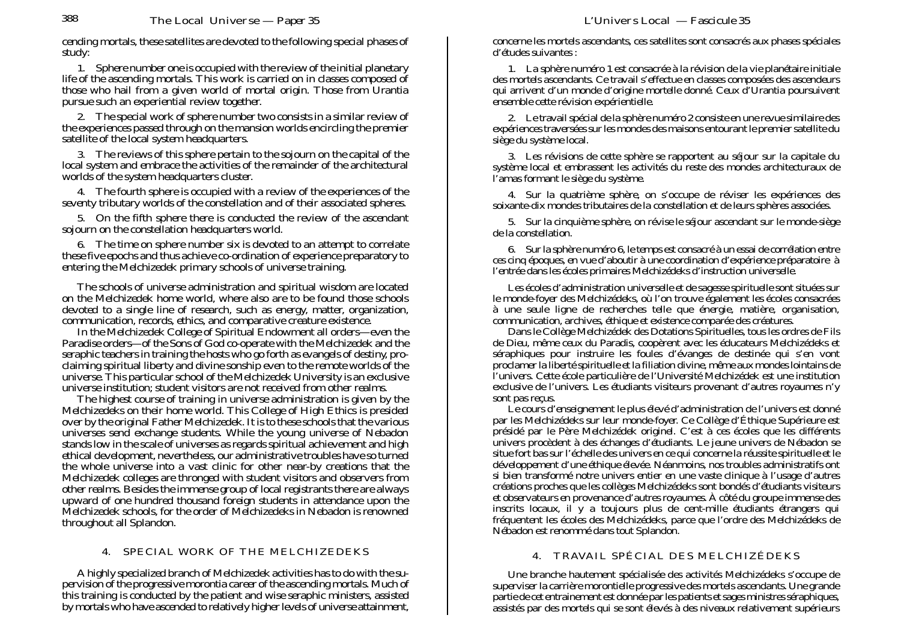cending mortals, these satellites are devoted to the following special phases of study:

1. Sphere number one is occupied with the review of the initial planetary life of the ascending mortals. This work is carried on in classes composed of those who hail from a given world of mortal origin. Those from Urantia pursue such an experiential review together.

2. The special work of sphere number two consists in a similar review of the experiences passed through on the mansion worlds encircling the premier satellite of the local system headquarters.

3. The reviews of this sphere pertain to the sojourn on the capital of the local system and embrace the activities of the remainder of the architectural worlds of the system headquarters cluster.

4. The fourth sphere is occupied with a review of the experiences of the seventy tributary worlds of the constellation and of their associated spheres.

5. On the fifth sphere there is conducted the review of the ascendant sojourn on the constellation headquarters world.

6. The time on sphere number six is devoted to an attempt to correlate these five epochs and thus achieve co-ordination of experience preparatory to entering the Melchizedek primary schools of universe training.

The schools of universe administration and spiritual wisdom are located on the Melchizedek home world, where also are to be found those schools devoted to a single line of research, such as energy, matter, organization, communication, records, ethics, and comparative creature existence.

In the Melchizedek College of Spiritual Endowment all orders—even the Paradise orders—of the Sons of God co-operate with the Melchizedek and the seraphic teachers in training the hosts who go forth as evangels of destiny, proclaiming spiritual liberty and divine sonship even to the remote worlds of the universe. This particular school of the Melchizedek University is an exclusive universe institution; student visitors are not received from other realms.

The highest course of training in universe administration is given by the Melchizedeks on their home world. This College of High Ethics is presided over by the original Father Melchizedek. It is to these schools that the various universes send exchange students. While the young universe of Nebadon stands low in the scale of universes as regards spiritual achievement and high ethical development, nevertheless, our administrative troubles have so turned the whole universe into a vast clinic for other near-by creations that the Melchizedek colleges are thronged with student visitors and observers from other realms. Besides the immense group of local registrants there are always upward of one hundred thousand foreign students in attendance upon the Melchizedek schools, for the order of Melchizedeks in Nebadon is renowned throughout all Splandon.

## 4. SPECIAL WORK OF THE MELCHIZEDEKS

A highly specialized branch of Melchizedek activities has to do with the supervision of the progressive morontia career of the ascending mortals. Much of this training is conducted by the patient and wise seraphic ministers, assisted by mortals who have ascended to relatively higher levels of universe attainment,

---

concerne les mortels ascendants, ces satellites sont consacrés aux phases spéciales d'études suivantes :

1. La sphère numéro 1 est consacrée à la révision de la vie planétaire initiale des mortels ascendants. Ce travail s'effectue en classes composées des ascendeurs qui arrivent d'un monde d'origine mortelle donné. Ceux d'Urantia poursuivent ensemble cette révision expérientielle.

2. Le travail spécial de la sphère numéro 2 consiste en une revue similaire des expériences traversées sur les mondes des maisons entourant le premier satellite du siège du système local.

3. Les révisions de cette sphère se rapportent au séjour sur la capitale du système local et embrassent les activités du reste des mondes architecturaux de l'amas formant le siège du système.

4. Sur la quatrième sphère, on s'occupe de réviser les expériences des soixante-dix mondes tributaires de la constellation et de leurs sphères associées.

5. Sur la cinquième sphère, on révise le séjour ascendant sur le monde-siège de la constellation.

6. Sur la sphère numéro 6, le temps est consacré à un essai de corrélation entre ces cinq époques, en vue d'aboutir à une coordination d'expérience préparatoire à l'entrée dans les écoles primaires Melchizédeks d'instruction universelle.

Les écoles d'administration universelle et de sagesse spirituelle sont situées sur le monde-foyer des Melchizédeks, où l'on trouve également les écoles consacrées à une seule ligne de recherches telle que énergie, matière, organisation, communication, archives, éthique et existence comparée des créatures.

Dans le Collège Melchizédek des Dotations Spirituelles, tous les ordres de Fils de Dieu, même ceux du Paradis, coopèrent avec les éducateurs Melchizédeks et séraphiques pour instruire les foules d'évanges de destinée qui s'en vont proclamer la liberté spirituelle et la filiation divine, même aux mondes lointains de l'univers. Cette école particulière de l'Université Melchizédek est une institution exclusive de l'univers. Les étudiants visiteurs provenant d'autres royaumes n'y sont pas reçus.

Le cours d'enseignement le plus élevé d'administration de l'univers est donné par les Melchizédeks sur leur monde-foyer. Ce Collège d'Éthique Supérieure est présidé par le Père Melchizédek originel. C'est à ces écoles que les différents univers procèdent à des échanges d'étudiants. Le jeune univers de Nébadon se situe fort bas sur l'échelle des univers en ce qui concerne la réussite spirituelle et le développement d'une éthique élevée. Néanmoins, nos troubles administratifs ont si bien transformé notre univers entier en une vaste clinique à l'usage d'autres créations proches que les collèges Melchizédeks sont bondés d'étudiants visiteurs et observateurs en provenance d'autres royaumes. À côté du groupe immense des inscrits locaux, il y a toujours plus de cent-mille étudiants étrangers qui fréquentent les écoles des Melchizédeks, parce que l'ordre des Melchizédeks de Nébadon est renommé dans tout Splandon.

## 4. TRAVAIL SPÉCIAL DES MELCHIZÉDEKS

Une branche hautement spécialisée des activités Melchizédeks s'occupe de superviser la carrière morontielle progressive des mortels ascendants. Une grande partie de cet entrainement est donnée par les patients et sages ministres séraphiques, assistés par des mortels qui se sont élevés à des niveaux relativement supérieurs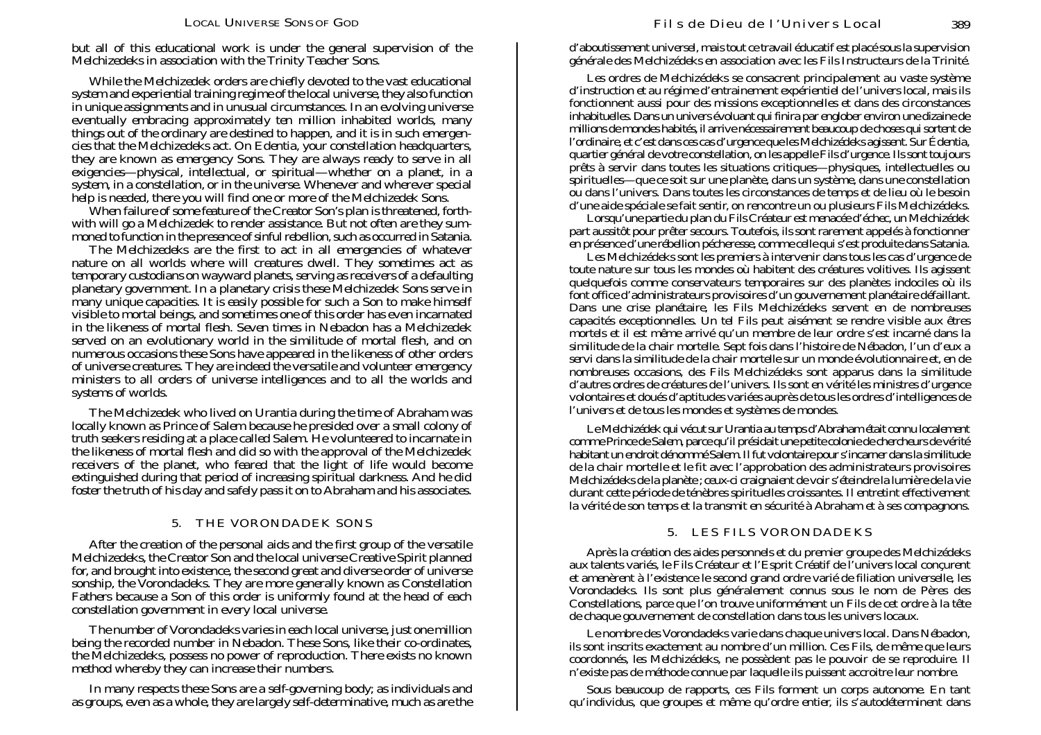but all of this educational work is under the general supervision of the Melchizedeks in association with the Trinity Teacher Sons.

While the Melchizedek orders are chiefly devoted to the vast educational system and experiential training regime of the local universe, they also function in unique assignments and in unusual circumstances. In an evolving universe eventually embracing approximately ten million inhabited worlds, many things out of the ordinary are destined to happen, and it is in such emergencies that the Melchizedeks act. On Edentia, your constellation headquarters, they are known as emergency Sons. They are always ready to serve in all exigencies—physical, intellectual, or spiritual—whether on a planet, in a system, in a constellation, or in the universe. Whenever and wherever special help is needed, there you will find one or more of the Melchizedek Sons.

When failure of some feature of the Creator Son's plan is threatened, forthwith will go a Melchizedek to render assistance. But not often are they summoned to function in the presence of sinful rebellion, such as occurred in Satania.

The Melchizedeks are the first to act in all emergencies of whatever nature on all worlds where will creatures dwell. They sometimes act as temporary custodians on wayward planets, serving as receivers of a defaulting planetary government. In a planetary crisis these Melchizedek Sons serve in many unique capacities. It is easily possible for such a Son to make himself visible to mortal beings, and sometimes one of this order has even incarnated in the likeness of mortal flesh. Seven times in Nebadon has a Melchizedek served on an evolutionary world in the similitude of mortal flesh, and on numerous occasions these Sons have appeared in the likeness of other orders of universe creatures. They are indeed the versatile and volunteer emergency ministers to all orders of universe intelligences and to all the worlds and systems of worlds.

The Melchizedek who lived on Urantia during the time of Abraham was locally known as Prince of Salem because he presided over a small colony of truth seekers residing at a place called Salem. He volunteered to incarnate in the likeness of mortal flesh and did so with the approval of the Melchizedek receivers of the planet, who feared that the light of life would become extinguished during that period of increasing spiritual darkness. And he did foster the truth of his day and safely pass it on to Abraham and his associates.

## 5. THE VORONDADEK SONS

After the creation of the personal aids and the first group of the versatile Melchizedeks, the Creator Son and the local universe Creative Spirit planned for, and brought into existence, the second great and diverse order of universe sonship, the Vorondadeks. They are more generally known as Constellation Fathers because a Son of this order is uniformly found at the head of each constellation government in every local universe.

The number of Vorondadeks varies in each local universe, just one million being the recorded number in Nebadon. These Sons, like their co-ordinates, the Melchizedeks, possess no power of reproduction. There exists no known method whereby they can increase their numbers.

In many respects these Sons are a self-governing body; as individuals and as groups, even as a whole, they are largely self-determinative, much as are the

d'aboutissement universel, mais tout ce travail éducatif est placé sous la supervision générale des Melchizédeks en association avec les Fils Instructeurs de la Trinité.

Les ordres de Melchizédeks se consacrent principalement au vaste système d'instruction et au régime d'entrainement expérientiel de l'univers local, mais ils fonctionnent aussi pour des missions exceptionnelles et dans des circonstances inhabituelles. Dans un univers évoluant qui finira par englober environ une dizaine de millions de mondes habités, il arrive nécessairement beaucoup de choses qui sortent de l'ordinaire, et c'est dans ces cas d'urgence que les Melchizédeks agissent. Sur Édentia, quartier général de votre constellation, on les appelle Fils d'urgence. Ils sont toujours prêts à servir dans toutes les situations critiques—physiques, intellectuelles ou spirituelles—que ce soit sur une planète, dans un système, dans une constellation ou dans l'univers. Dans toutes les circonstances de temps et de lieu où le besoin d'une aide spéciale se fait sentir, on rencontre un ou plusieurs Fils Melchizédeks.

Lorsqu'une partie du plan du Fils Créateur est menacée d'échec, un Melchizédek part aussitôt pour prêter secours. Toutefois, ils sont rarement appelés à fonctionner en présence d'une rébellion pécheresse, comme celle qui s'est produite dans Satania.

Les Melchizédeks sont les premiers à intervenir dans tous les cas d'urgence de toute nature sur tous les mondes où habitent des créatures volitives. Ils agissent quelquefois comme conservateurs temporaires sur des planètes indociles où ils font office d'administrateurs provisoires d'un gouvernement planétaire défaillant. Dans une crise planétaire, les Fils Melchizédeks servent en de nombreuses capacités exceptionnelles. Un tel Fils peut aisément se rendre visible aux êtres mortels et il est même arrivé qu'un membre de leur ordre s'est incarné dans la similitude de la chair mortelle. Sept fois dans l'histoire de Nébadon, l'un d'eux a servi dans la similitude de la chair mortelle sur un monde évolutionnaire et, en de nombreuses occasions, des Fils Melchizédeks sont apparus dans la similitude d'autres ordres de créatures de l'univers. Ils sont en vérité les ministres d'urgence volontaires et doués d'aptitudes variées auprès de tous les ordres d'intelligences de l'univers et de tous les mondes et systèmes de mondes.

Le Melchizédek qui vécut sur Urantia au temps d'Abraham était connu localement comme Prince de Salem, parce qu'il présidait une petite colonie de chercheurs de vérité habitant un endroit dénommé Salem. Il fut volontaire pour s'incarner dans la similitude de la chair mortelle et le fit avec l'approbation des administrateurs provisoires Melchizédeks de la planète ; ceux-ci craignaient de voir s'éteindre la lumière de la vie durant cette période de ténèbres spirituelles croissantes. Il entretint effectivement la vérité de son temps et la transmit en sécurité à Abraham et à ses compagnons.

## 5. LES FILS VORONDADEKS

Après la création des aides personnels et du premier groupe des Melchizédeks aux talents variés, le Fils Créateur et l'Esprit Créatif de l'univers local conçurent et amenèrent à l'existence le second grand ordre varié de filiation universelle, les Vorondadeks. Ils sont plus généralement connus sous le nom de Pères des Constellations, parce que l'on trouve uniformément un Fils de cet ordre à la tête de chaque gouvernement de constellation dans tous les univers locaux.

Le nombre des Vorondadeks varie dans chaque univers local. Dans Nébadon, ils sont inscrits exactement au nombre d'un million. Ces Fils, de même que leurs coordonnés, les Melchizédeks, ne possèdent pas le pouvoir de se reproduire. Il n'existe pas de méthode connue par laquelle ils puissent accroitre leur nombre.

Sous beaucoup de rapports, ces Fils forment un corps autonome. En tant qu'individus, que groupes et même qu'ordre entier, ils s'autodéterminent dans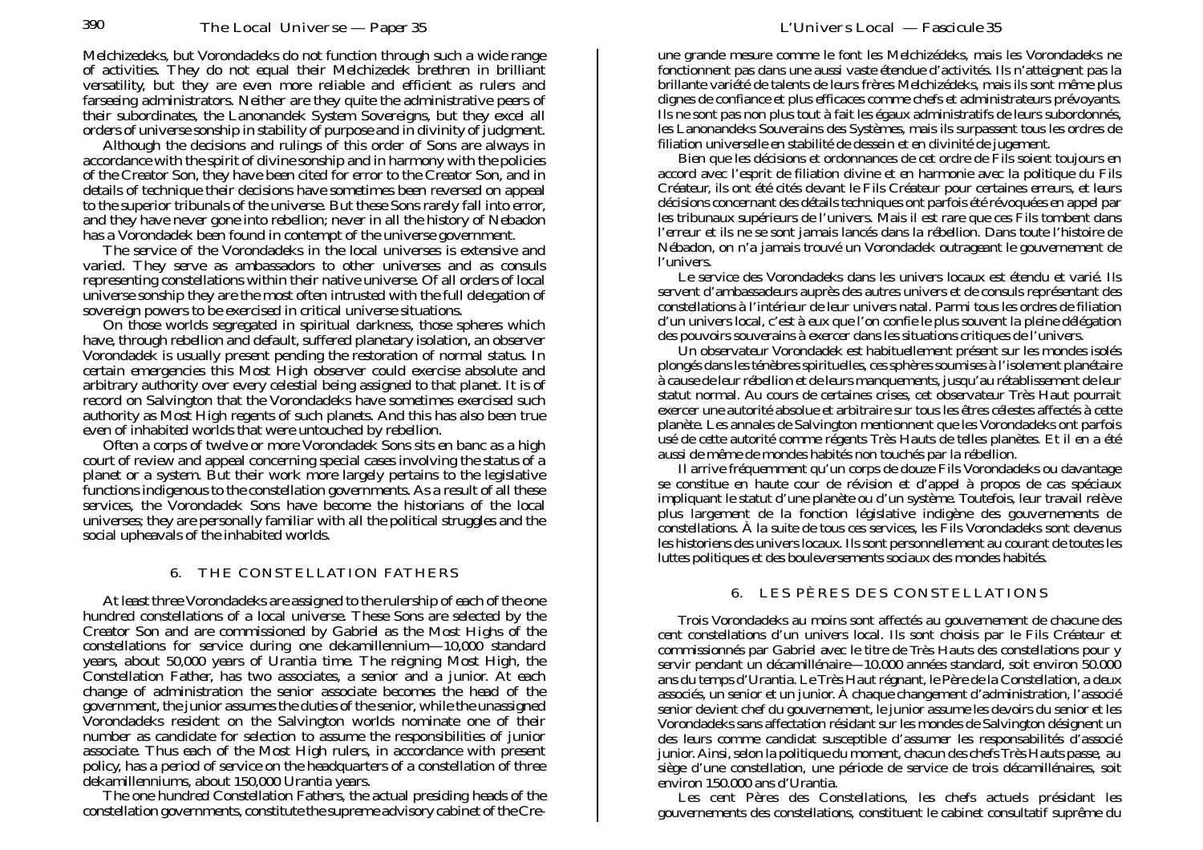Melchizedeks, but Vorondadeks do not function through such a wide range of activities. They do not equal their Melchizedek brethren in brilliant versatility, but they are even more reliable and efficient as rulers and farseeing administrators. Neither are they quite the administrative peers of their subordinates, the Lanonandek System Sovereigns, but they excel all orders of universe sonship in stability of purpose and in divinity of judgment.

Although the decisions and rulings of this order of Sons are always in accordance with the spirit of divine sonship and in harmony with the policies of the Creator Son, they have been cited for error to the Creator Son, and in details of technique their decisions have sometimes been reversed on appeal to the superior tribunals of the universe. But these Sons rarely fall into error, and they have never gone into rebellion; never in all the history of Nebadon has a Vorondadek been found in contempt of the universe government.

The service of the Vorondadeks in the local universes is extensive and varied. They serve as ambassadors to other universes and as consuls representing constellations within their native universe. Of all orders of local universe sonship they are the most often intrusted with the full delegation of sovereign powers to be exercised in critical universe situations.

On those worlds segregated in spiritual darkness, those spheres which have, through rebellion and default, suffered planetary isolation, an observer Vorondadek is usually present pending the restoration of normal status. In certain emergencies this Most High observer could exercise absolute and arbitrary authority over every celestial being assigned to that planet. It is of record on Salvington that the Vorondadeks have sometimes exercised such authority as Most High regents of such planets. And this has also been true even of inhabited worlds that were untouched by rebellion.

Often a corps of twelve or more Vorondadek Sons sits en banc as a high court of review and appeal concerning special cases involving the status of a planet or a system. But their work more largely pertains to the legislative functions indigenous to the constellation governments. As a result of all these services, the Vorondadek Sons have become the historians of the local universes; they are personally familiar with all the political struggles and the social upheavals of the inhabited worlds.

## 6. THE CONSTELLATION FATHERS

At least three Vorondadeks are assigned to the rulership of each of the one hundred constellations of a local universe. These Sons are selected by the Creator Son and are commissioned by Gabriel as the Most Highs of the constellations for service during one dekamillennium—10,000 standard years, about 50,000 years of Urantia time. The reigning Most High, the Constellation Father, has two associates, a senior and a junior. At each change of administration the senior associate becomes the head of the government, the junior assumes the duties of the senior, while the unassigned Vorondadeks resident on the Salvington worlds nominate one of their number as candidate for selection to assume the responsibilities of junior associate. Thus each of the Most High rulers, in accordance with present policy, has a period of service on the headquarters of a constellation of three dekamillenniums, about 150,000 Urantia years.

The one hundred Constellation Fathers, the actual presiding heads of the constellation governments, constitute the supreme advisory cabinet of the Cre-

une grande mesure comme le font les Melchizédeks, mais les Vorondadeks ne fonctionnent pas dans une aussi vaste étendue d'activités. Ils n'atteignent pas la brillante variété de talents de leurs frères Melchizédeks, mais ils sont même plus dignes de confiance et plus efficaces comme chefs et administrateurs prévoyants. Ils ne sont pas non plus tout à fait les égaux administratifs de leurs subordonnés, les Lanonandeks Souverains des Systèmes, mais ils surpassent tous les ordres de filiation universelle en stabilité de dessein et en divinité de jugement.

Bien que les décisions et ordonnances de cet ordre de Fils soient toujours en accord avec l'esprit de filiation divine et en harmonie avec la politique du Fils Créateur, ils ont été cités devant le Fils Créateur pour certaines erreurs, et leurs décisions concernant des détails techniques ont parfois été révoquées en appel par les tribunaux supérieurs de l'univers. Mais il est rare que ces Fils tombent dans l'erreur et ils ne se sont jamais lancés dans la rébellion. Dans toute l'histoire de Nébadon, on n'a jamais trouvé un Vorondadek outrageant le gouvernement de l'univers.

Le service des Vorondadeks dans les univers locaux est étendu et varié. Ils servent d'ambassadeurs auprès des autres univers et de consuls représentant des constellations à l'intérieur de leur univers natal. Parmi tous les ordres de filiation d'un univers local, c'est à eux que l'on confie le plus souvent la pleine délégation des pouvoirs souverains à exercer dans les situations critiques de l'univers.

Un observateur Vorondadek est habituellement présent sur les mondes isolés plongés dans les ténèbres spirituelles, ces sphères soumises à l'isolement planétaire à cause de leur rébellion et de leurs manquements, jusqu'au rétablissement de leur statut normal. Au cours de certaines crises, cet observateur Très Haut pourrait exercer une autorité absolue et arbitraire sur tous les êtres célestes affectés à cette planète. Les annales de Salvington mentionnent que les Vorondadeks ont parfois usé de cette autorité comme régents Très Hauts de telles planètes. Et il en a été aussi de même de mondes habités non touchés par la rébellion.

Il arrive fréquemment qu'un corps de douze Fils Vorondadeks ou davantage se constitue en haute cour de révision et d'appel à propos de cas spéciaux impliquant le statut d'une planète ou d'un système. Toutefois, leur travail relève plus largement de la fonction législative indigène des gouvernements de constellations. À la suite de tous ces services, les Fils Vorondadeks sont devenus les historiens des univers locaux. Ils sont personnellement au courant de toutes les luttes politiques et des bouleversements sociaux des mondes habités.

## 6. LES PÈRES DES CONSTELLATIONS

Trois Vorondadeks au moins sont affectés au gouvernement de chacune des cent constellations d'un univers local. Ils sont choisis par le Fils Créateur et commissionnés par Gabriel avec le titre de Très Hauts des constellations pour y servir pendant un décamillénaire—10.000 années standard, soit environ 50.000 ans du temps d'Urantia. Le Très Haut régnant, le Père de la Constellation, a deux associés, un senior et un junior. À chaque changement d'administration, l'associé senior devient chef du gouvernement, le junior assume les devoirs du senior et les Vorondadeks sans affectation résidant sur les mondes de Salvington désignent un des leurs comme candidat susceptible d'assumer les responsabilités d'associé junior. Ainsi, selon la politique du moment, chacun des chefs Très Hauts passe, au siège d'une constellation, une période de service de trois décamillénaires, soit environ 150.000 ans d'Urantia.

Les cent Pères des Constellations, les chefs actuels présidant les gouvernements des constellations, constituent le cabinet consultatif suprême du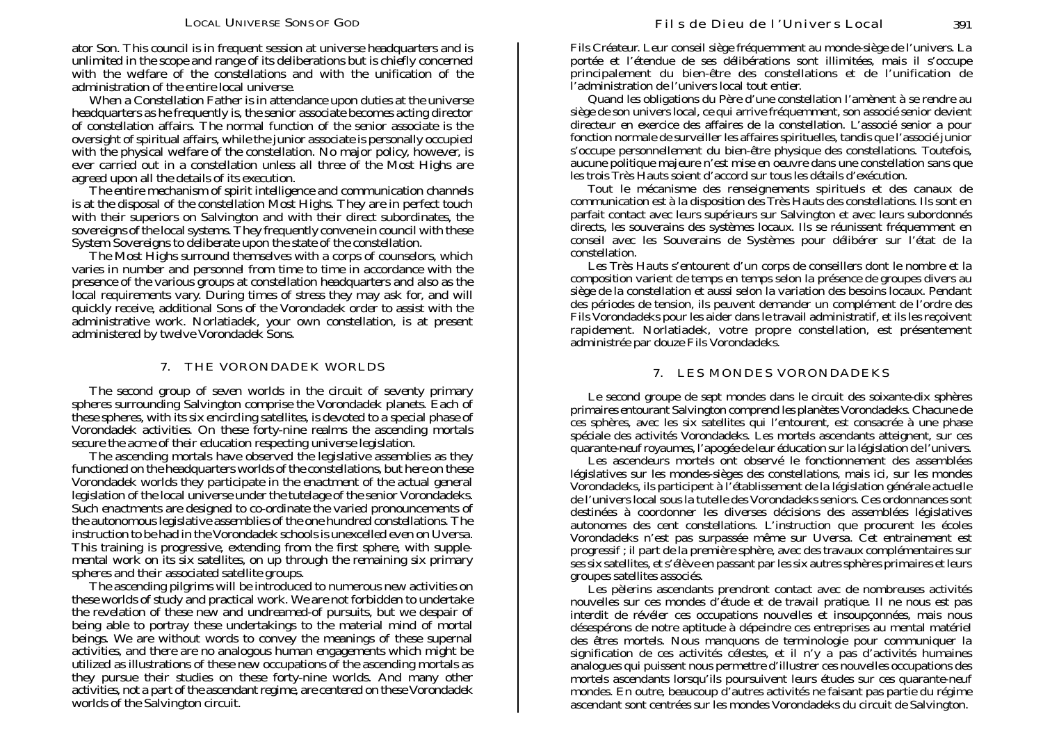ator Son. This council is in frequent session at universe headquarters and is unlimited in the scope and range of its deliberations but is chiefly concerned with the welfare of the constellations and with the unification of the administration of the entire local universe.

When a Constellation Father is in attendance upon duties at the universe headquarters as he frequently is, the senior associate becomes acting director of constellation affairs. The normal function of the senior associate is the oversight of spiritual affairs, while the junior associate is personally occupied with the physical welfare of the constellation. No major policy, however, is ever carried out in a constellation unless all three of the Most Highs are agreed upon all the details of its execution.

The entire mechanism of spirit intelligence and communication channels is at the disposal of the constellation Most Highs. They are in perfect touch with their superiors on Salvington and with their direct subordinates, the sovereigns of the local systems. They frequently convene in council with these System Sovereigns to deliberate upon the state of the constellation.

The Most Highs surround themselves with a corps of counselors, which varies in number and personnel from time to time in accordance with the presence of the various groups at constellation headquarters and also as the local requirements vary. During times of stress they may ask for, and will quickly receive, additional Sons of the Vorondadek order to assist with the administrative work. Norlatiadek, your own constellation, is at present administered by twelve Vorondadek Sons.

## 7. THE VORONDADEK WORLDS

The second group of seven worlds in the circuit of seventy primary spheres surrounding Salvington comprise the Vorondadek planets. Each of these spheres, with its six encircling satellites, is devoted to a special phase of Vorondadek activities. On these forty-nine realms the ascending mortals secure the acme of their education respecting universe legislation.

The ascending mortals have observed the legislative assemblies as they functioned on the headquarters worlds of the constellations, but here on these Vorondadek worlds they participate in the enactment of the actual general legislation of the local universe under the tutelage of the senior Vorondadeks. Such enactments are designed to co-ordinate the varied pronouncements of the autonomous legislative assemblies of the one hundred constellations. The instruction to be had in the Vorondadek schools is unexcelled even on Uversa. This training is progressive, extending from the first sphere, with supplemental work on its six satellites, on up through the remaining six primary spheres and their associated satellite groups.

The ascending pilgrims will be introduced to numerous new activities on these worlds of study and practical work. We are not forbidden to undertake the revelation of these new and undreamed-of pursuits, but we despair of being able to portray these undertakings to the material mind of mortal beings. We are without words to convey the meanings of these supernal activities, and there are no analogous human engagements which might be utilized as illustrations of these new occupations of the ascending mortals as they pursue their studies on these forty-nine worlds. And many other activities, not a part of the ascendant regime, are centered on these Vorondadek worlds of the Salvington circuit.

Fils Créateur. Leur conseil siège fréquemment au monde-siège de l'univers. La portée et l'étendue de ses délibérations sont illimitées, mais il s'occupe principalement du bien-être des constellations et de l'unification de l'administration de l'univers local tout entier.

Quand les obligations du Père d'une constellation l'amènent à se rendre au siège de son univers local, ce qui arrive fréquemment, son associé senior devient directeur en exercice des affaires de la constellation. L'associé senior a pour fonction normale de surveiller les affaires spirituelles, tandis que l'associé junior s'occupe personnellement du bien-être physique des constellations. Toutefois, aucune politique majeure n'est mise en oeuvre dans une constellation sans que les trois Très Hauts soient d'accord sur tous les détails d'exécution.

Tout le mécanisme des renseignements spirituels et des canaux de communication est à la disposition des Très Hauts des constellations. Ils sont en parfait contact avec leurs supérieurs sur Salvington et avec leurs subordonnés directs, les souverains des systèmes locaux. Ils se réunissent fréquemment en conseil avec les Souverains de Systèmes pour délibérer sur l'état de la constellation.

Les Très Hauts s'entourent d'un corps de conseillers dont le nombre et la composition varient de temps en temps selon la présence de groupes divers au siège de la constellation et aussi selon la variation des besoins locaux. Pendant des périodes de tension, ils peuvent demander un complément de l'ordre des Fils Vorondadeks pour les aider dans le travail administratif, et ils les reçoivent rapidement. Norlatiadek, votre propre constellation, est présentement administrée par douze Fils Vorondadeks.

## 7. LES MONDES VORONDADEKS

Le second groupe de sept mondes dans le circuit des soixante-dix sphères primaires entourant Salvington comprend les planètes Vorondadeks. Chacune de ces sphères, avec les six satellites qui l'entourent, est consacrée à une phase spéciale des activités Vorondadeks. Les mortels ascendants atteignent, sur ces quarante-neuf royaumes, l'apogée de leur éducation sur la législation de l'univers.

Les ascendeurs mortels ont observé le fonctionnement des assemblées législatives sur les mondes-sièges des constellations, mais ici, sur les mondes Vorondadeks, ils participent à l'établissement de la législation générale actuelle de l'univers local sous la tutelle des Vorondadeks seniors. Ces ordonnances sont destinées à coordonner les diverses décisions des assemblées législatives autonomes des cent constellations. L'instruction que procurent les écoles Vorondadeks n'est pas surpassée même sur Uversa. Cet entrainement est progressif ; il part de la première sphère, avec des travaux complémentaires sur ses six satellites, et s'élève en passant par les six autres sphères primaires et leurs groupes satellites associés.

Les pèlerins ascendants prendront contact avec de nombreuses activités nouvelles sur ces mondes d'étude et de travail pratique. Il ne nous est pas interdit de révéler ces occupations nouvelles et insoupçonnées, mais nous désespérons de notre aptitude à dépeindre ces entreprises au mental matériel des êtres mortels. Nous manquons de terminologie pour communiquer la signification de ces activités célestes, et il n'y a pas d'activités humaines analogues qui puissent nous permettre d'illustrer ces nouvelles occupations des mortels ascendants lorsqu'ils poursuivent leurs études sur ces quarante-neuf mondes. En outre, beaucoup d'autres activités ne faisant pas partie du régime ascendant sont centrées sur les mondes Vorondadeks du circuit de Salvington.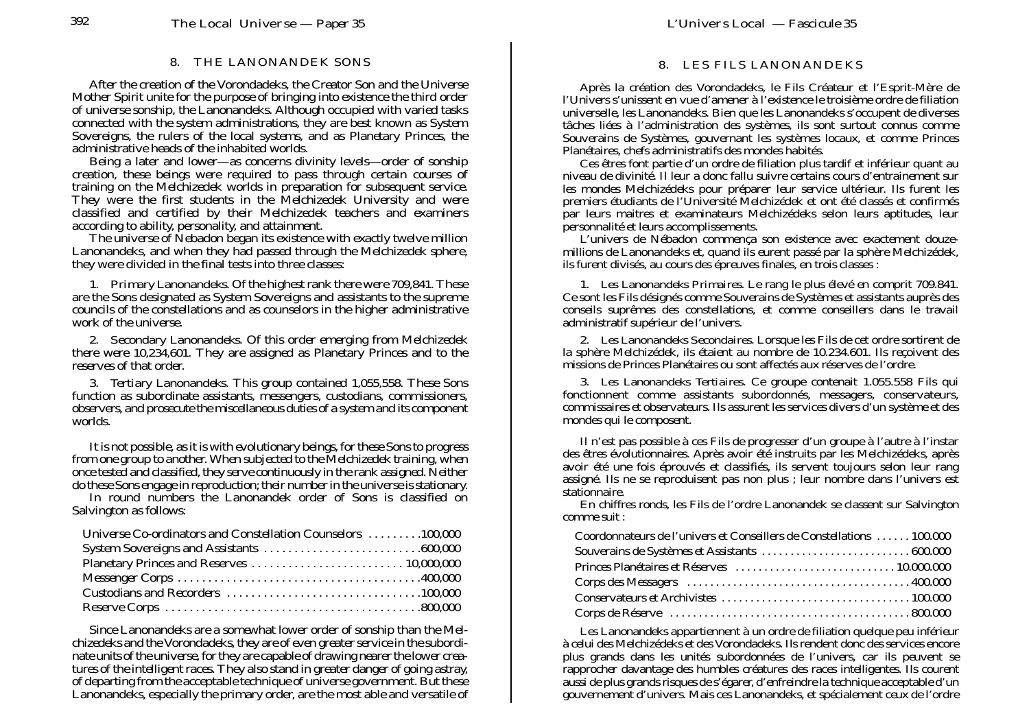## 8. THE LANONANDEK SONS

After the creation of the Vorondadeks, the Creator Son and the Universe Mother Spirit unite for the purpose of bringing into existence the third order of universe sonship, the Lanonandeks. Although occupied with varied tasks connected with the system administrations, they are best known as System Sovereigns, the rulers of the local systems, and as Planetary Princes, the administrative heads of the inhabited worlds.

Being a later and lower—as concerns divinity levels—order of sonship creation, these beings were required to pass through certain courses of training on the Melchizedek worlds in preparation for subsequent service. They were the first students in the Melchizedek University and were classified and certified by their Melchizedek teachers and examiners according to ability, personality, and attainment.

The universe of Nebadon began its existence with exactly twelve million Lanonandeks, and when they had passed through the Melchizedek sphere, they were divided in the final tests into three classes:

1. *Primary Lanonandeks.* Of the highest rank there were 709,841. These are the Sons designated as System Sovereigns and assistants to the supreme councils of the constellations and as counselors in the higher administrative work of the universe.

2. *Secondary Lanonandeks.* Of this order emerging from Melchizedek there were 10,234,601. They are assigned as Planetary Princes and to the reserves of that order.

3. *Tertiary Lanonandeks.* This group contained 1,055,558. These Sons function as subordinate assistants, messengers, custodians, commissioners, observers, and prosecute the miscellaneous duties of a system and its component worlds.

It is not possible, as it is with evolutionary beings, for these Sons to progress from one group to another. When subjected to the Melchizedek training, when once tested and classified, they serve continuously in the rank assigned. Neither do these Sons engage in reproduction; their number in the universe is stationary.

In round numbers the Lanonandek order of Sons is classified on Salvington as follows:

| | |
|---|---|
| Universe Co-ordinators and Constellation Counselors | 100,000 |
| System Sovereigns and Assistants | 600,000 |
| Planetary Princes and Reserves | 10,000,000 |
| Messenger Corps | 400,000 |
| Custodians and Recorders | 100,000 |
| Reserve Corps | 800,000 |

Since Lanonandeks are a somewhat lower order of sonship than the Melchizedeks and the Vorondadeks, they are of even greater service in the subordinate units of the universe, for they are capable of drawing nearer the lower creatures of the intelligent races. They also stand in greater danger of going astray, of departing from the acceptable technique of universe government. But these Lanonandeks, especially the primary order, are the most able and versatile of

## 8. LES FILS LANONANDEKS

Après la création des Vorondadeks, le Fils Créateur et l'Esprit-Mère de l'Univers s'unissent en vue d'amener à l'existence le troisième ordre de filiation universelle, les Lanonandeks. Bien que les Lanonandeks s'occupent de diverses tâches liées à l'administration des systèmes, ils sont surtout connus comme Souverains de Systèmes, gouvernant les systèmes locaux, et comme Princes Planétaires, chefs administratifs des mondes habités.

Ces êtres font partie d'un ordre de filiation plus tardif et inférieur quant au niveau de divinité. Il leur a donc fallu suivre certains cours d'entrainement sur les mondes Melchizédeks pour préparer leur service ultérieur. Ils furent les premiers étudiants de l'Université Melchizédek et ont été classés et confirmés par leurs maitres et examinateurs Melchizédeks selon leurs aptitudes, leur personnalité et leurs accomplissements.

L'univers de Nébadon commença son existence avec exactement douze-millions de Lanonandeks et, quand ils eurent passé par la sphère Melchizédek, ils furent divisés, au cours des épreuves finales, en trois classes :

1. *Les Lanonandeks Primaires.* Le rang le plus élevé en comprit 709.841. Ce sont les Fils désignés comme Souverains de Systèmes et assistants auprès des conseils suprêmes des constellations, et comme conseillers dans le travail administratif supérieur de l'univers.

2. *Les Lanonandeks Secondaires.* Lorsque les Fils de cet ordre sortirent de la sphère Melchizédek, ils étaient au nombre de 10.234.601. Ils reçoivent des missions de Princes Planétaires ou sont affectés aux réserves de l'ordre.

3. *Les Lanonandeks Tertiaires.* Ce groupe contenait 1.055.558 Fils qui fonctionnent comme assistants subordonnés, messagers, conservateurs, commissaires et observateurs. Ils assurent les services divers d'un système et des mondes qui le composent.

Il n'est pas possible à ces Fils de progresser d'un groupe à l'autre à l'instar des êtres évolutionnaires. Après avoir été instruits par les Melchizédeks, après avoir été une fois éprouvés et classifiés, ils servent toujours selon leur rang assigné. Ils ne se reproduisent pas non plus ; leur nombre dans l'univers est stationnaire.

En chiffres ronds, les Fils de l'ordre Lanonandek se classent sur Salvington comme suit :

| | |
|---|---|
| Coordonnateurs de l'univers et Conseillers de Constellations | 100.000 |
| Souverains de Systèmes et Assistants | 600.000 |
| Princes Planétaires et Réserves | 10.000.000 |
| Corps des Messagers | 400.000 |
| Conservateurs et Archivistes | 100.000 |
| Corps de Réserve | 800.000 |

Les Lanonandeks appartiennent à un ordre de filiation quelque peu inférieur à celui des Melchizédeks et des Vorondadeks. Ils rendent donc des services encore plus grands dans les unités subordonnées de l'univers, car ils peuvent se rapprocher davantage des humbles créatures des races intelligentes. Ils courent aussi de plus grands risques de s'égarer, d'enfreindre la technique acceptable d'un gouvernement d'univers. Mais ces Lanonandeks, et spécialement ceux de l'ordre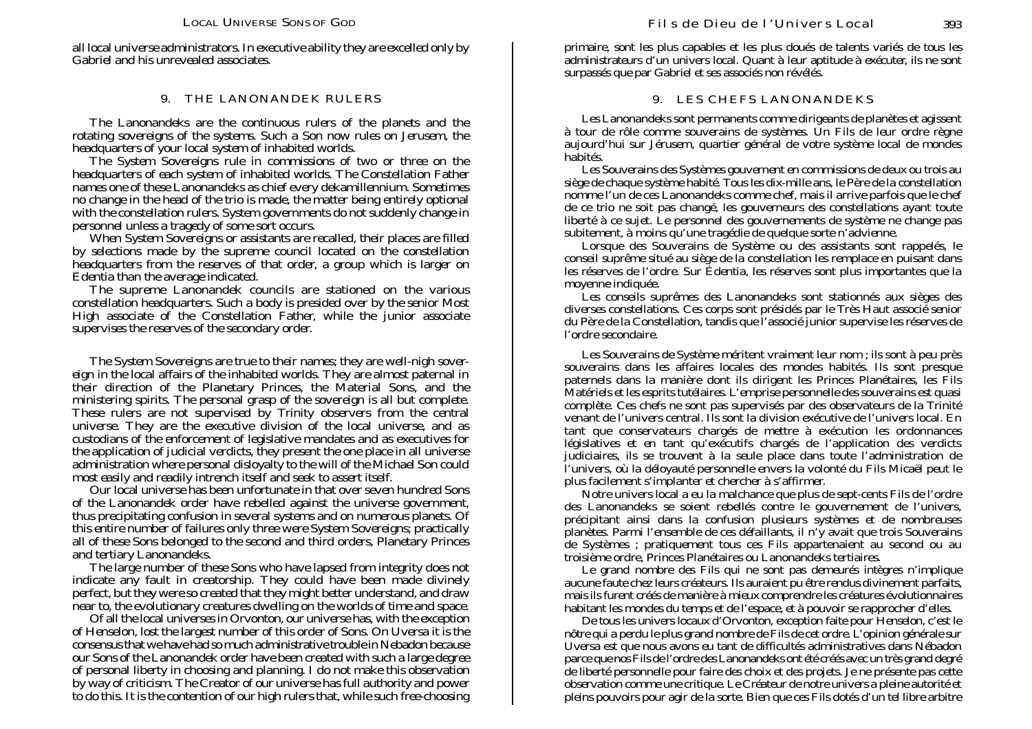all local universe administrators. In executive ability they are excelled only by Gabriel and his unrevealed associates.

## 9. THE LANONANDEK RULERS

The Lanonandeks are the continuous rulers of the planets and the rotating sovereigns of the systems. Such a Son now rules on Jerusem, the headquarters of your local system of inhabited worlds.

The System Sovereigns rule in commissions of two or three on the headquarters of each system of inhabited worlds. The Constellation Father names one of these Lanonandeks as chief every dekamillennium. Sometimes no change in the head of the trio is made, the matter being entirely optional with the constellation rulers. System governments do not suddenly change in personnel unless a tragedy of some sort occurs.

When System Sovereigns or assistants are recalled, their places are filled by selections made by the supreme council located on the constellation headquarters from the reserves of that order, a group which is larger on Edentia than the average indicated.

The supreme Lanonandek councils are stationed on the various constellation headquarters. Such a body is presided over by the senior Most High associate of the Constellation Father, while the junior associate supervises the reserves of the secondary order.

The System Sovereigns are true to their names; they are well-nigh sovereign in the local affairs of the inhabited worlds. They are almost paternal in their direction of the Planetary Princes, the Material Sons, and the ministering spirits. The personal grasp of the sovereign is all but complete. These rulers are not supervised by Trinity observers from the central universe. They are the executive division of the local universe, and as custodians of the enforcement of legislative mandates and as executives for the application of judicial verdicts, they present the one place in all universe administration where personal disloyalty to the will of the Michael Son could most easily and readily intrench itself and seek to assert itself.

Our local universe has been unfortunate in that over seven hundred Sons of the Lanonandek order have rebelled against the universe government, thus precipitating confusion in several systems and on numerous planets. Of this entire number of failures only three were System Sovereigns; practically all of these Sons belonged to the second and third orders, Planetary Princes and tertiary Lanonandeks.

The large number of these Sons who have lapsed from integrity does not indicate any fault in creatorship. They could have been made divinely perfect, but they were so created that they might better understand, and draw near to, the evolutionary creatures dwelling on the worlds of time and space.

Of all the local universes in Orvonton, our universe has, with the exception of Henselon, lost the largest number of this order of Sons. On Uversa it is the consensus that we have had so much administrative trouble in Nebadon because our Sons of the Lanonandek order have been created with such a large degree of personal liberty in choosing and planning. I do not make this observation by way of criticism. The Creator of our universe has full authority and power to do this. It is the contention of our high rulers that, while such free-choosing

primaire, sont les plus capables et les plus doués de talents variés de tous les administrateurs d'un univers local. Quant à leur aptitude à exécuter, ils ne sont surpassés que par Gabriel et ses associés non révélés.

## 9. LES CHEFS LANONANDEKS

Les Lanonandeks sont permanents comme dirigeants de planètes et agissent à tour de rôle comme souverains de systèmes. Un Fils de leur ordre règne aujourd'hui sur Jérusem, quartier général de votre système local de mondes habités.

Les Souverains des Systèmes gouvernent en commissions de deux ou trois au siège de chaque système habité. Tous les dix-mille ans, le Père de la constellation nomme l'un de ces Lanonandeks comme chef, mais il arrive parfois que le chef de ce trio ne soit pas changé, les gouverneurs des constellations ayant toute liberté à ce sujet. Le personnel des gouvernements de système ne change pas subitement, à moins qu'une tragédie de quelque sorte n'advienne.

Lorsque des Souverains de Système ou des assistants sont rappelés, le conseil suprême situé au siège de la constellation les remplace en puisant dans les réserves de l'ordre. Sur Édentia, les réserves sont plus importantes que la moyenne indiquée.

Les conseils suprêmes des Lanonandeks sont stationnés aux sièges des diverses constellations. Ces corps sont présidés par le Très Haut associé senior du Père de la Constellation, tandis que l'associé junior supervise les réserves de l'ordre secondaire.

Les Souverains de Système méritent vraiment leur nom ; ils sont à peu près souverains dans les affaires locales des mondes habités. Ils sont presque paternels dans la manière dont ils dirigent les Princes Planétaires, les Fils Matériels et les esprits tutélaires. L'emprise personnelle des souverains est quasi complète. Ces chefs ne sont pas supervisés par des observateurs de la Trinité venant de l'univers central. Ils sont la division exécutive de l'univers local. En tant que conservateurs chargés de mettre à exécution les ordonnances législatives et en tant qu'exécutifs chargés de l'application des verdicts judiciaires, ils se trouvent à la seule place dans toute l'administration de l'univers, où la déloyauté personnelle envers la volonté du Fils Micaël peut le plus facilement s'implanter et chercher à s'affirmer.

Notre univers local a eu la malchance que plus de sept-cents Fils de l'ordre des Lanonandeks se soient rebellés contre le gouvernement de l'univers, précipitant ainsi dans la confusion plusieurs systèmes et de nombreuses planètes. Parmi l'ensemble de ces défaillants, il n'y avait que trois Souverains de Systèmes ; pratiquement tous ces Fils appartenaient au second ou au troisième ordre, Princes Planétaires ou Lanonandeks tertiaires.

Le grand nombre des Fils qui ne sont pas demeurés intègres n'implique aucune faute chez leurs créateurs. Ils auraient pu être rendus divinement parfaits, mais ils furent créés de manière à mieux comprendre les créatures évolutionnaires habitant les mondes du temps et de l'espace, et à pouvoir se rapprocher d'elles.

De tous les univers locaux d'Orvonton, exception faite pour Henselon, c'est le nôtre qui a perdu le plus grand nombre de Fils de cet ordre. L'opinion générale sur Uversa est que nous avons eu tant de difficultés administratives dans Nébadon parce que nos Fils de l'ordre des Lanonandeks ont été créés avec un très grand degré de liberté personnelle pour faire des choix et des projets. Je ne présente pas cette observation comme une critique. Le Créateur de notre univers a pleine autorité et pleins pouvoirs pour agir de la sorte. Bien que ces Fils dotés d'un tel libre arbitre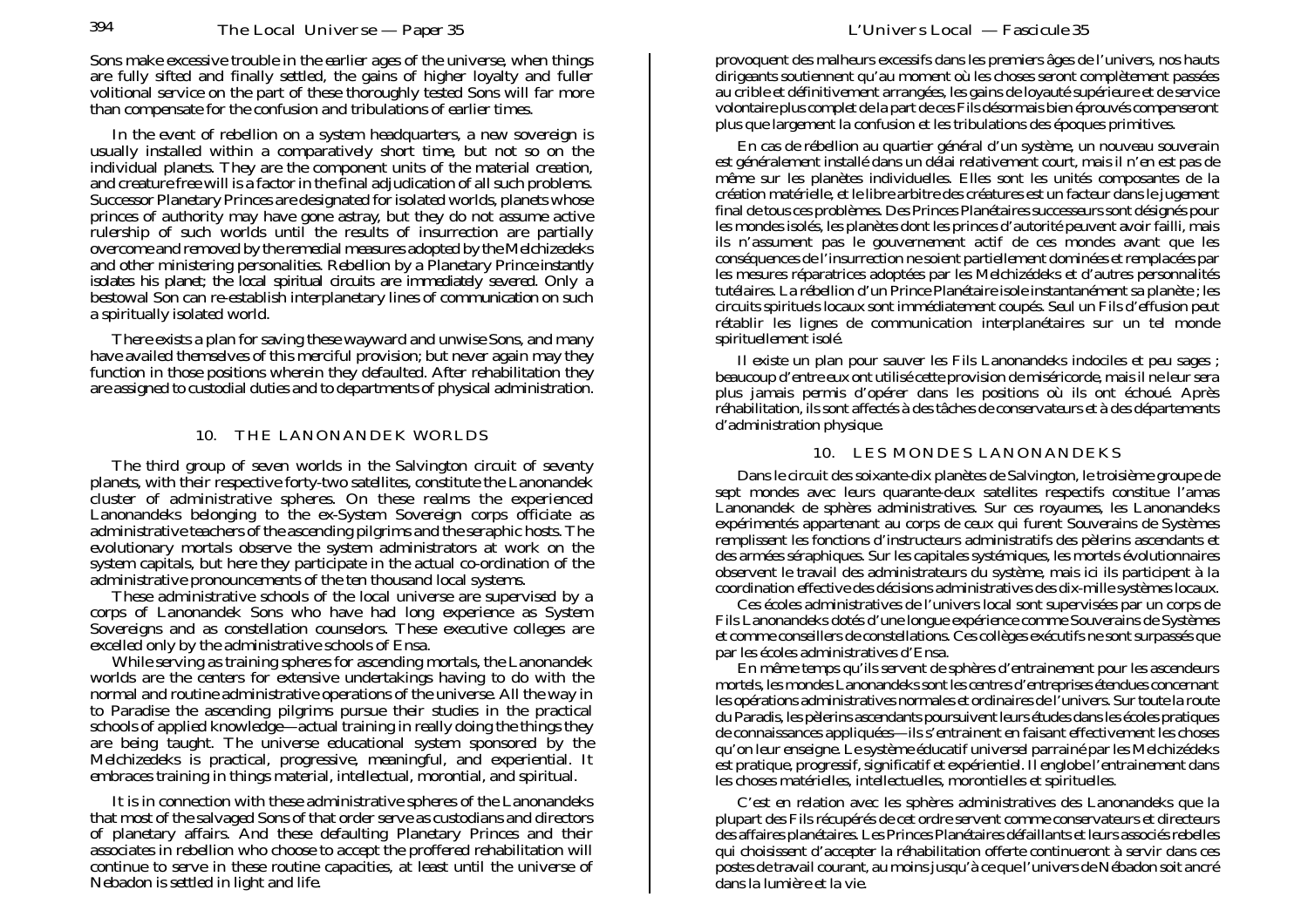Sons make excessive trouble in the earlier ages of the universe, when things are fully sifted and finally settled, the gains of higher loyalty and fuller volitional service on the part of these thoroughly tested Sons will far more than compensate for the confusion and tribulations of earlier times.

In the event of rebellion on a system headquarters, a new sovereign is usually installed within a comparatively short time, but not so on the individual planets. They are the component units of the material creation, and creature free will is a factor in the final adjudication of all such problems. Successor Planetary Princes are designated for isolated worlds, planets whose princes of authority may have gone astray, but they do not assume active rulership of such worlds until the results of insurrection are partially overcome and removed by the remedial measures adopted by the Melchizedeks and other ministering personalities. Rebellion by a Planetary Prince instantly isolates his planet; the local spiritual circuits are immediately severed. Only a bestowal Son can re-establish interplanetary lines of communication on such a spiritually isolated world.

There exists a plan for saving these wayward and unwise Sons, and many have availed themselves of this merciful provision; but never again may they function in those positions wherein they defaulted. After rehabilitation they are assigned to custodial duties and to departments of physical administration.

## 10. THE LANONANDEK WORLDS

The third group of seven worlds in the Salvington circuit of seventy planets, with their respective forty-two satellites, constitute the Lanonandek cluster of administrative spheres. On these realms the experienced Lanonandeks belonging to the ex-System Sovereign corps officiate as administrative teachers of the ascending pilgrims and the seraphic hosts. The evolutionary mortals observe the system administrators at work on the system capitals, but here they participate in the actual co-ordination of the administrative pronouncements of the ten thousand local systems.

These administrative schools of the local universe are supervised by a corps of Lanonandek Sons who have had long experience as System Sovereigns and as constellation counselors. These executive colleges are excelled only by the administrative schools of Ensa.

While serving as training spheres for ascending mortals, the Lanonandek worlds are the centers for extensive undertakings having to do with the normal and routine administrative operations of the universe. All the way in to Paradise the ascending pilgrims pursue their studies in the practical schools of applied knowledge—actual training in really doing the things they are being taught. The universe educational system sponsored by the Melchizedeks is practical, progressive, meaningful, and experiential. It embraces training in things material, intellectual, morontial, and spiritual.

It is in connection with these administrative spheres of the Lanonandeks that most of the salvaged Sons of that order serve as custodians and directors of planetary affairs. And these defaulting Planetary Princes and their associates in rebellion who choose to accept the proffered rehabilitation will continue to serve in these routine capacities, at least until the universe of Nebadon is settled in light and life.

provoquent des malheurs excessifs dans les premiers âges de l'univers, nos hauts dirigeants soutiennent qu'au moment où les choses seront complètement passées au crible et définitivement arrangées, les gains de loyauté supérieure et de service volontaire plus complet de la part de ces Fils désormais bien éprouvés compenseront plus que largement la confusion et les tribulations des époques primitives.

En cas de rébellion au quartier général d'un système, un nouveau souverain est généralement installé dans un délai relativement court, mais il n'en est pas de même sur les planètes individuelles. Elles sont les unités composantes de la création matérielle, et le libre arbitre des créatures est un facteur dans le jugement final de tous ces problèmes. Des Princes Planétaires successeurs sont désignés pour les mondes isolés, les planètes dont les princes d'autorité peuvent avoir failli, mais ils n'assument pas le gouvernement actif de ces mondes avant que les conséquences de l'insurrection ne soient partiellement dominées et remplacées par les mesures réparatrices adoptées par les Melchizédeks et d'autres personnalités tutélaires. La rébellion d'un Prince Planétaire isole instantanément sa planète ; les circuits spirituels locaux sont immédiatement coupés. Seul un Fils d'effusion peut rétablir les lignes de communication interplanétaires sur un tel monde spirituellement isolé.

Il existe un plan pour sauver les Fils Lanonandeks indociles et peu sages ; beaucoup d'entre eux ont utilisé cette provision de miséricorde, mais il ne leur sera plus jamais permis d'opérer dans les positions où ils ont échoué. Après réhabilitation, ils sont affectés à des tâches de conservateurs et à des départements d'administration physique.

## 10. LES MONDES LANONANDEKS

Dans le circuit des soixante-dix planètes de Salvington, le troisième groupe de sept mondes avec leurs quarante-deux satellites respectifs constitue l'amas Lanonandek de sphères administratives. Sur ces royaumes, les Lanonandeks expérimentés appartenant au corps de ceux qui furent Souverains de Systèmes remplissent les fonctions d'instructeurs administratifs des pèlerins ascendants et des armées séraphiques. Sur les capitales systémiques, les mortels évolutionnaires observent le travail des administrateurs du système, mais ici ils participent à la coordination effective des décisions administratives des dix-mille systèmes locaux.

Ces écoles administratives de l'univers local sont supervisées par un corps de Fils Lanonandeks dotés d'une longue expérience comme Souverains de Systèmes et comme conseillers de constellations. Ces collèges exécutifs ne sont surpassés que par les écoles administratives d'Ensa.

En même temps qu'ils servent de sphères d'entrainement pour les ascendeurs mortels, les mondes Lanonandeks sont les centres d'entreprises étendues concernant les opérations administratives normales et ordinaires de l'univers. Sur toute la route du Paradis, les pèlerins ascendants poursuivent leurs études dans les écoles pratiques de connaissances appliquées—ils s'entrainent en faisant effectivement les choses qu'on leur enseigne. Le système éducatif universel parrainé par les Melchizédeks est pratique, progressif, significatif et expérientiel. Il englobe l'entrainement dans les choses matérielles, intellectuelles, morontielles et spirituelles.

C'est en relation avec les sphères administratives des Lanonandeks que la plupart des Fils récupérés de cet ordre servent comme conservateurs et directeurs des affaires planétaires. Les Princes Planétaires défaillants et leurs associés rebelles qui choisissent d'accepter la réhabilitation offerte continueront à servir dans ces postes de travail courant, au moins jusqu'à ce que l'univers de Nébadon soit ancré dans la lumière et la vie.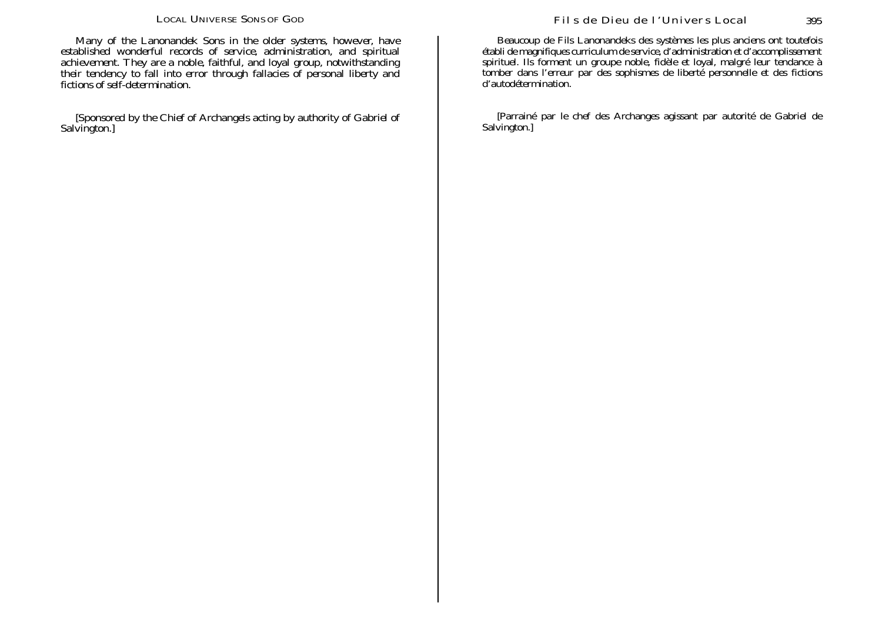Many of the Lanonandek Sons in the older systems, however, have established wonderful records of service, administration, and spiritual achievement. They are a noble, faithful, and loyal group, notwithstanding their tendency to fall into error through fallacies of personal liberty and fictions of self-determination.

[Sponsored by the Chief of Archangels acting by authority of Gabriel of Salvington.]

Beaucoup de Fils Lanonandeks des systèmes les plus anciens ont toutefois établi de magnifiques curriculum de service, d'administration et d'accomplissement spirituel. Ils forment un groupe noble, fidèle et loyal, malgré leur tendance à tomber dans l'erreur par des sophismes de liberté personnelle et des fictions d'autodétermination.

[Parrainé par le chef des Archanges agissant par autorité de Gabriel de Salvington.]